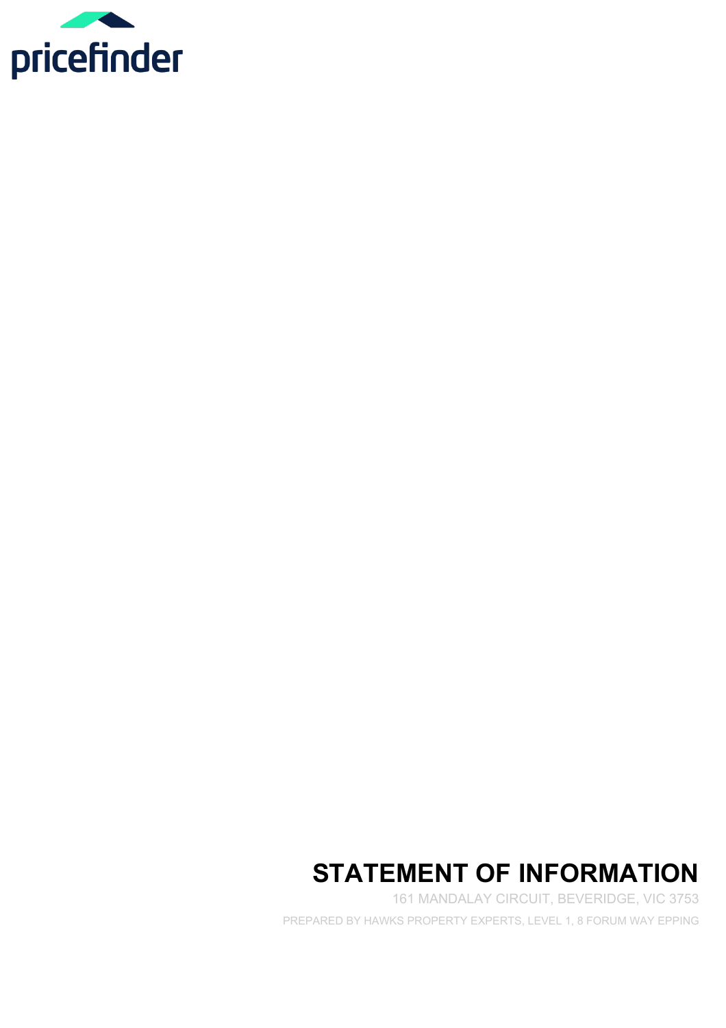pricefinder

# STATEMENT OF INFORMATION

161 MANDALAY CIRCUIT, BEVERIDGE, VIC 3753

PREPARED BY HAWKS PROPERTY EXPERTS, LEVEL 1, 8 FORUM WAY EPPING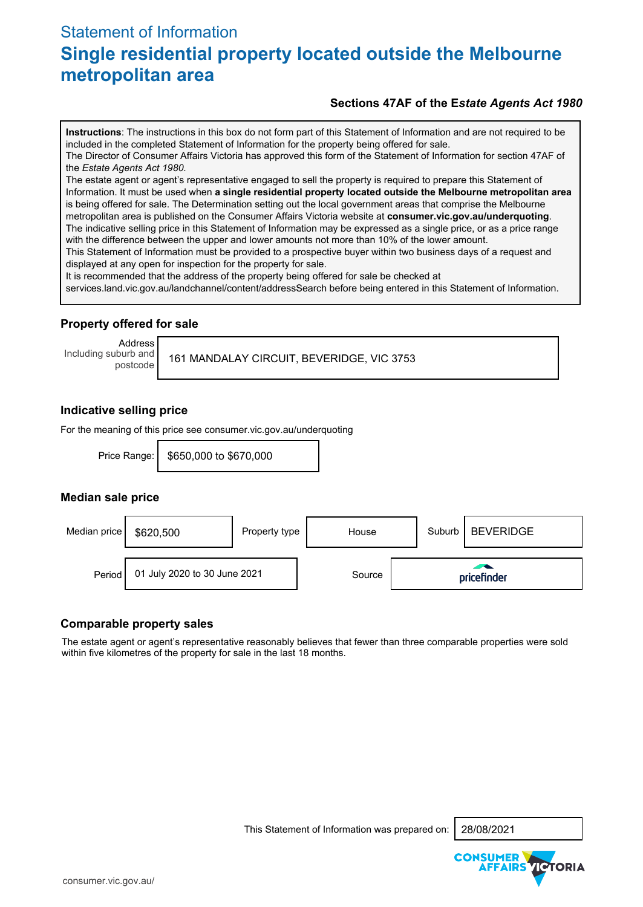# Statement of Information

## Single residential property located outside the Melbourne metropolitan area

**Sections 47AF of the *Estate Agents Act 1980***

**Instructions**: The instructions in this box do not form part of this Statement of Information and are not required to be included in the completed Statement of Information for the property being offered for sale.
The Director of Consumer Affairs Victoria has approved this form of the Statement of Information for section 47AF of the *Estate Agents Act 1980.*
The estate agent or agent's representative engaged to sell the property is required to prepare this Statement of Information. It must be used when **a single residential property located outside the Melbourne metropolitan area** is being offered for sale. The Determination setting out the local government areas that comprise the Melbourne metropolitan area is published on the Consumer Affairs Victoria website at **consumer.vic.gov.au/underquoting**.
The indicative selling price in this Statement of Information may be expressed as a single price, or as a price range with the difference between the upper and lower amounts not more than 10% of the lower amount.
This Statement of Information must be provided to a prospective buyer within two business days of a request and displayed at any open for inspection for the property for sale.
It is recommended that the address of the property being offered for sale be checked at services.land.vic.gov.au/landchannel/content/addressSearch before being entered in this Statement of Information.

### Property offered for sale

Address
Including suburb and postcode: 161 MANDALAY CIRCUIT, BEVERIDGE, VIC 3753

### Indicative selling price

For the meaning of this price see consumer.vic.gov.au/underquoting

Price Range: $650,000 to $670,000

### Median sale price

| | | | | | |
|---|---|---|---|---|---|
| Median price | $620,500 | Property type | House | Suburb | BEVERIDGE |
| Period | 01 July 2020 to 30 June 2021 | Source | pricefinder | | |

### Comparable property sales

The estate agent or agent's representative reasonably believes that fewer than three comparable properties were sold within five kilometres of the property for sale in the last 18 months.

This Statement of Information was prepared on: 28/08/2021